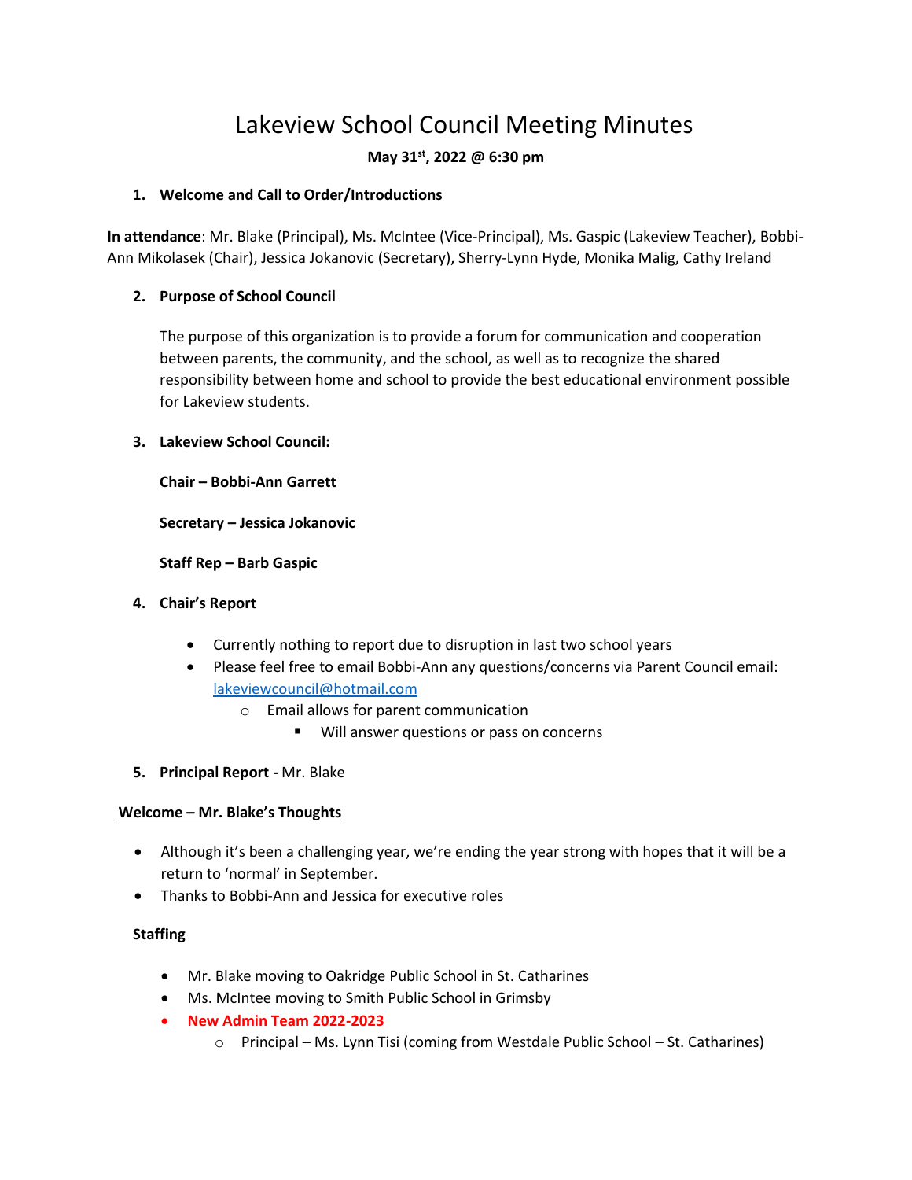# Lakeview School Council Meeting Minutes

**May 31st, 2022 @ 6:30 pm**

1. **Welcome and Call to Order/Introductions**

**In attendance**: Mr. Blake (Principal), Ms. McIntee (Vice-Principal), Ms. Gaspic (Lakeview Teacher), Bobbi-Ann Mikolasek (Chair), Jessica Jokanovic (Secretary), Sherry-Lynn Hyde, Monika Malig, Cathy Ireland

2. **Purpose of School Council**

   The purpose of this organization is to provide a forum for communication and cooperation between parents, the community, and the school, as well as to recognize the shared responsibility between home and school to provide the best educational environment possible for Lakeview students.

3. **Lakeview School Council:**

   **Chair – Bobbi-Ann Garrett**

   **Secretary – Jessica Jokanovic**

   **Staff Rep – Barb Gaspic**

4. **Chair's Report**

   - Currently nothing to report due to disruption in last two school years
   - Please feel free to email Bobbi-Ann any questions/concerns via Parent Council email: lakeviewcouncil@hotmail.com
     - Email allows for parent communication
       - Will answer questions or pass on concerns

5. **Principal Report -** Mr. Blake

**Welcome – Mr. Blake's Thoughts**

- Although it's been a challenging year, we're ending the year strong with hopes that it will be a return to 'normal' in September.
- Thanks to Bobbi-Ann and Jessica for executive roles

**Staffing**

- Mr. Blake moving to Oakridge Public School in St. Catharines
- Ms. McIntee moving to Smith Public School in Grimsby
- **New Admin Team 2022-2023**
  - Principal – Ms. Lynn Tisi (coming from Westdale Public School – St. Catharines)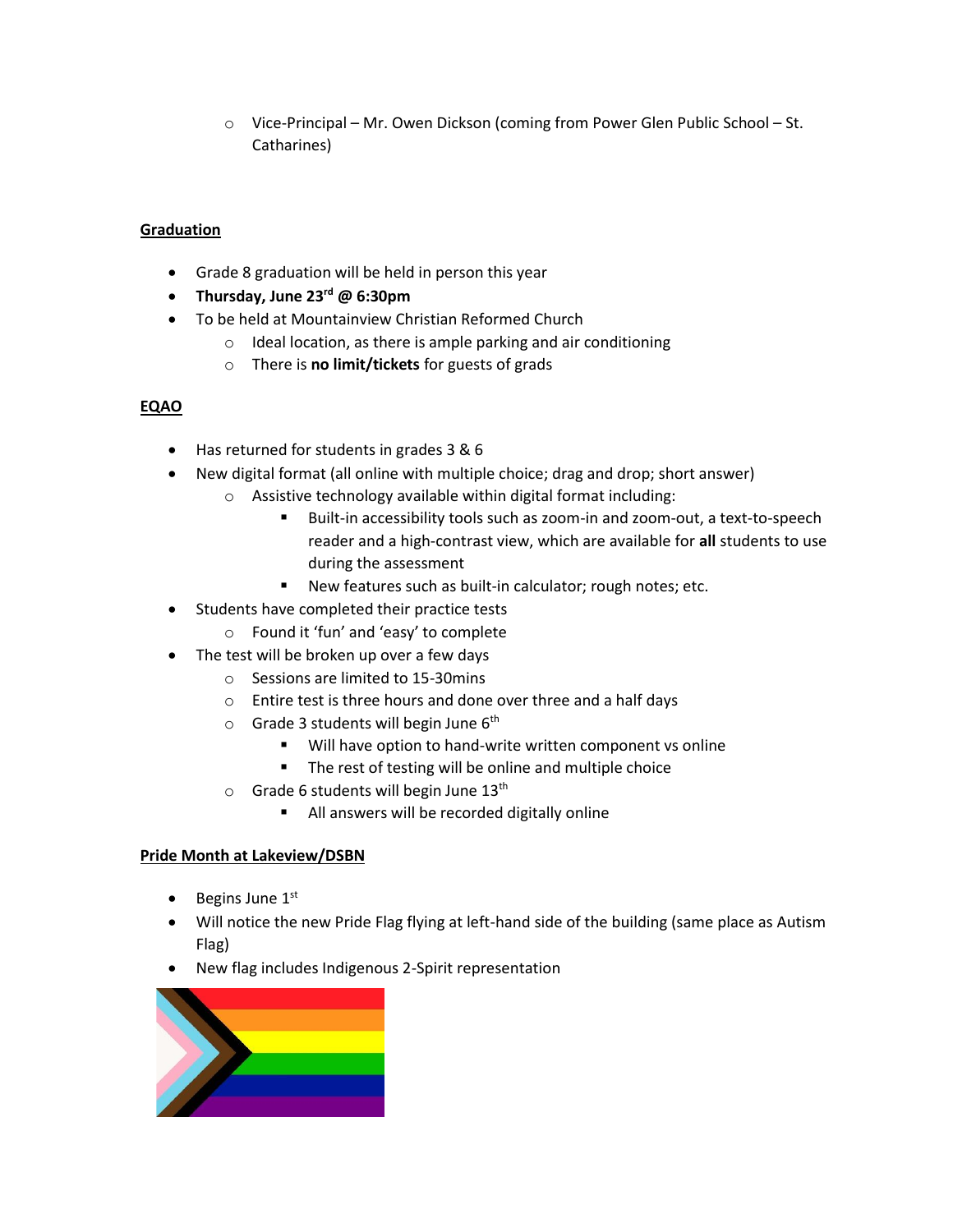- Vice-Principal – Mr. Owen Dickson (coming from Power Glen Public School – St. Catharines)

## Graduation

- Grade 8 graduation will be held in person this year
- **Thursday, June 23rd @ 6:30pm**
- To be held at Mountainview Christian Reformed Church
  - Ideal location, as there is ample parking and air conditioning
  - There is **no limit/tickets** for guests of grads

## EQAO

- Has returned for students in grades 3 & 6
- New digital format (all online with multiple choice; drag and drop; short answer)
  - Assistive technology available within digital format including:
    - Built-in accessibility tools such as zoom-in and zoom-out, a text-to-speech reader and a high-contrast view, which are available for **all** students to use during the assessment
    - New features such as built-in calculator; rough notes; etc.
- Students have completed their practice tests
  - Found it 'fun' and 'easy' to complete
- The test will be broken up over a few days
  - Sessions are limited to 15-30mins
  - Entire test is three hours and done over three and a half days
  - Grade 3 students will begin June 6th
    - Will have option to hand-write written component vs online
    - The rest of testing will be online and multiple choice
  - Grade 6 students will begin June 13th
    - All answers will be recorded digitally online

## Pride Month at Lakeview/DSBN

- Begins June 1st
- Will notice the new Pride Flag flying at left-hand side of the building (same place as Autism Flag)
- New flag includes Indigenous 2-Spirit representation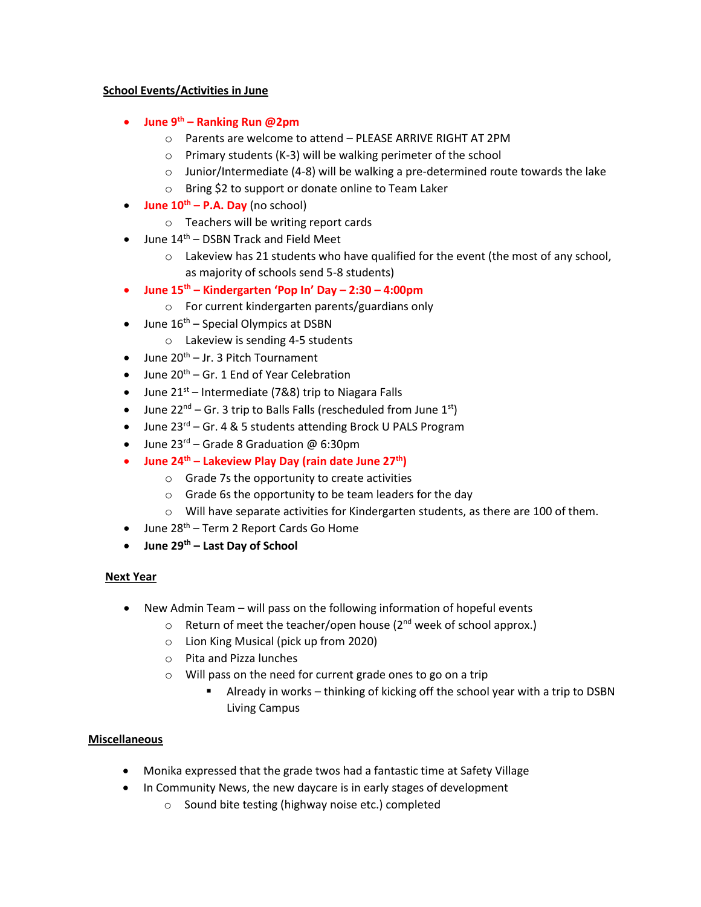**<u>School Events/Activities in June</u>**

- **June 9th – Ranking Run @2pm**
  - Parents are welcome to attend – PLEASE ARRIVE RIGHT AT 2PM
  - Primary students (K-3) will be walking perimeter of the school
  - Junior/Intermediate (4-8) will be walking a pre-determined route towards the lake
  - Bring $2 to support or donate online to Team Laker
- **June 10th – P.A. Day** (no school)
  - Teachers will be writing report cards
- June 14th – DSBN Track and Field Meet
  - Lakeview has 21 students who have qualified for the event (the most of any school, as majority of schools send 5-8 students)
- **June 15th – Kindergarten 'Pop In' Day – 2:30 – 4:00pm**
  - For current kindergarten parents/guardians only
- June 16th – Special Olympics at DSBN
  - Lakeview is sending 4-5 students
- June 20th – Jr. 3 Pitch Tournament
- June 20th – Gr. 1 End of Year Celebration
- June 21st – Intermediate (7&8) trip to Niagara Falls
- June 22nd – Gr. 3 trip to Balls Falls (rescheduled from June 1st)
- June 23rd – Gr. 4 & 5 students attending Brock U PALS Program
- June 23rd – Grade 8 Graduation @ 6:30pm
- **June 24th – Lakeview Play Day (rain date June 27th)**
  - Grade 7s the opportunity to create activities
  - Grade 6s the opportunity to be team leaders for the day
  - Will have separate activities for Kindergarten students, as there are 100 of them.
- June 28th – Term 2 Report Cards Go Home
- **June 29th – Last Day of School**

**<u>Next Year</u>**

- New Admin Team – will pass on the following information of hopeful events
  - Return of meet the teacher/open house (2nd week of school approx.)
  - Lion King Musical (pick up from 2020)
  - Pita and Pizza lunches
  - Will pass on the need for current grade ones to go on a trip
    - Already in works – thinking of kicking off the school year with a trip to DSBN Living Campus

**<u>Miscellaneous</u>**

- Monika expressed that the grade twos had a fantastic time at Safety Village
- In Community News, the new daycare is in early stages of development
  - Sound bite testing (highway noise etc.) completed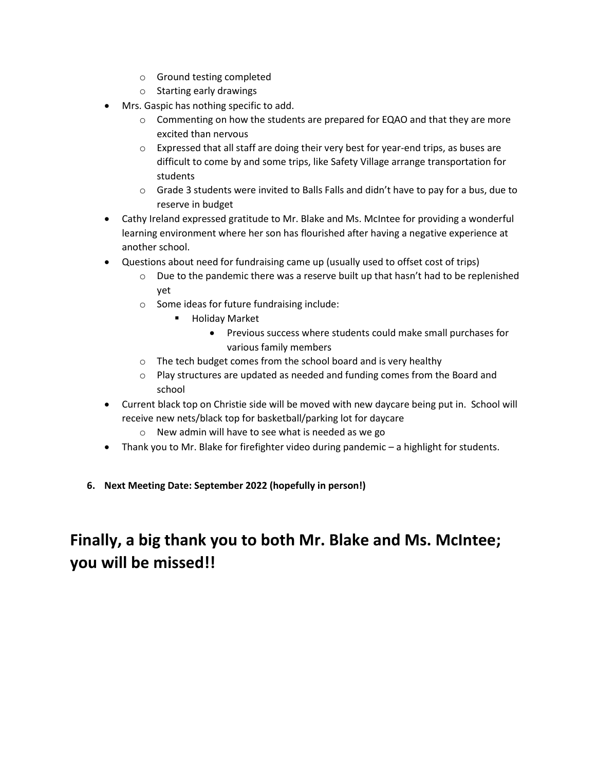- Ground testing completed
  - Starting early drawings
- Mrs. Gaspic has nothing specific to add.
  - Commenting on how the students are prepared for EQAO and that they are more excited than nervous
  - Expressed that all staff are doing their very best for year-end trips, as buses are difficult to come by and some trips, like Safety Village arrange transportation for students
  - Grade 3 students were invited to Balls Falls and didn't have to pay for a bus, due to reserve in budget
- Cathy Ireland expressed gratitude to Mr. Blake and Ms. McIntee for providing a wonderful learning environment where her son has flourished after having a negative experience at another school.
- Questions about need for fundraising came up (usually used to offset cost of trips)
  - Due to the pandemic there was a reserve built up that hasn't had to be replenished yet
  - Some ideas for future fundraising include:
    - Holiday Market
      - Previous success where students could make small purchases for various family members
  - The tech budget comes from the school board and is very healthy
  - Play structures are updated as needed and funding comes from the Board and school
- Current black top on Christie side will be moved with new daycare being put in. School will receive new nets/black top for basketball/parking lot for daycare
  - New admin will have to see what is needed as we go
- Thank you to Mr. Blake for firefighter video during pandemic – a highlight for students.

**6. Next Meeting Date: September 2022 (hopefully in person!)**

## Finally, a big thank you to both Mr. Blake and Ms. McIntee; you will be missed!!